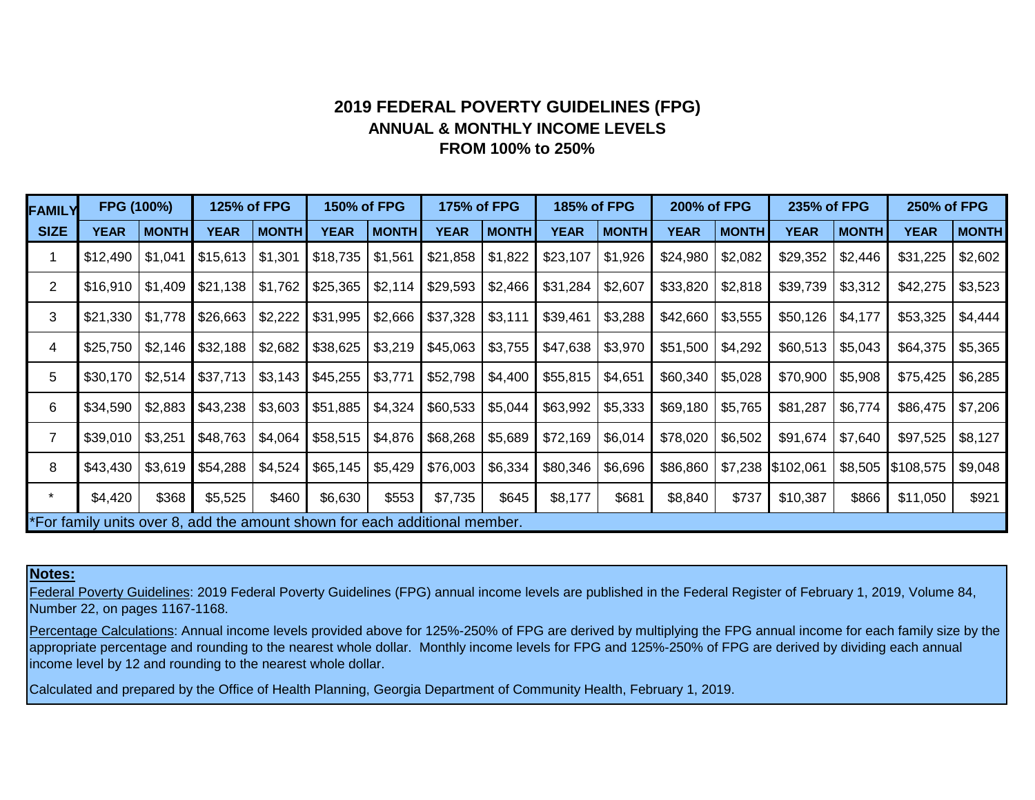# 2019 FEDERAL POVERTY GUIDELINES (FPG)
## ANNUAL & MONTHLY INCOME LEVELS
## FROM 100% to 250%

| FAMILY | FPG (100%) | | 125% of FPG | | 150% of FPG | | 175% of FPG | | 185% of FPG | | 200% of FPG | | 235% of FPG | | 250% of FPG | |
|---|---|---|---|---|---|---|---|---|---|---|---|---|---|---|---|---|
| SIZE | YEAR | MONTH | YEAR | MONTH | YEAR | MONTH | YEAR | MONTH | YEAR | MONTH | YEAR | MONTH | YEAR | MONTH | YEAR | MONTH |
| 1 | $12,490 | $1,041 | $15,613 | $1,301 | $18,735 | $1,561 | $21,858 | $1,822 | $23,107 | $1,926 | $24,980 | $2,082 | $29,352 | $2,446 | $31,225 | $2,602 |
| 2 | $16,910 | $1,409 | $21,138 | $1,762 | $25,365 | $2,114 | $29,593 | $2,466 | $31,284 | $2,607 | $33,820 | $2,818 | $39,739 | $3,312 | $42,275 | $3,523 |
| 3 | $21,330 | $1,778 | $26,663 | $2,222 | $31,995 | $2,666 | $37,328 | $3,111 | $39,461 | $3,288 | $42,660 | $3,555 | $50,126 | $4,177 | $53,325 | $4,444 |
| 4 | $25,750 | $2,146 | $32,188 | $2,682 | $38,625 | $3,219 | $45,063 | $3,755 | $47,638 | $3,970 | $51,500 | $4,292 | $60,513 | $5,043 | $64,375 | $5,365 |
| 5 | $30,170 | $2,514 | $37,713 | $3,143 | $45,255 | $3,771 | $52,798 | $4,400 | $55,815 | $4,651 | $60,340 | $5,028 | $70,900 | $5,908 | $75,425 | $6,285 |
| 6 | $34,590 | $2,883 | $43,238 | $3,603 | $51,885 | $4,324 | $60,533 | $5,044 | $63,992 | $5,333 | $69,180 | $5,765 | $81,287 | $6,774 | $86,475 | $7,206 |
| 7 | $39,010 | $3,251 | $48,763 | $4,064 | $58,515 | $4,876 | $68,268 | $5,689 | $72,169 | $6,014 | $78,020 | $6,502 | $91,674 | $7,640 | $97,525 | $8,127 |
| 8 | $43,430 | $3,619 | $54,288 | $4,524 | $65,145 | $5,429 | $76,003 | $6,334 | $80,346 | $6,696 | $86,860 | $7,238 | $102,061 | $8,505 | $108,575 | $9,048 |
| * | $4,420 | $368 | $5,525 | $460 | $6,630 | $553 | $7,735 | $645 | $8,177 | $681 | $8,840 | $737 | $10,387 | $866 | $11,050 | $921 |

*For family units over 8, add the amount shown for each additional member.

**Notes:**

Federal Poverty Guidelines: 2019 Federal Poverty Guidelines (FPG) annual income levels are published in the Federal Register of February 1, 2019, Volume 84, Number 22, on pages 1167-1168.

Percentage Calculations: Annual income levels provided above for 125%-250% of FPG are derived by multiplying the FPG annual income for each family size by the appropriate percentage and rounding to the nearest whole dollar. Monthly income levels for FPG and 125%-250% of FPG are derived by dividing each annual income level by 12 and rounding to the nearest whole dollar.

Calculated and prepared by the Office of Health Planning, Georgia Department of Community Health, February 1, 2019.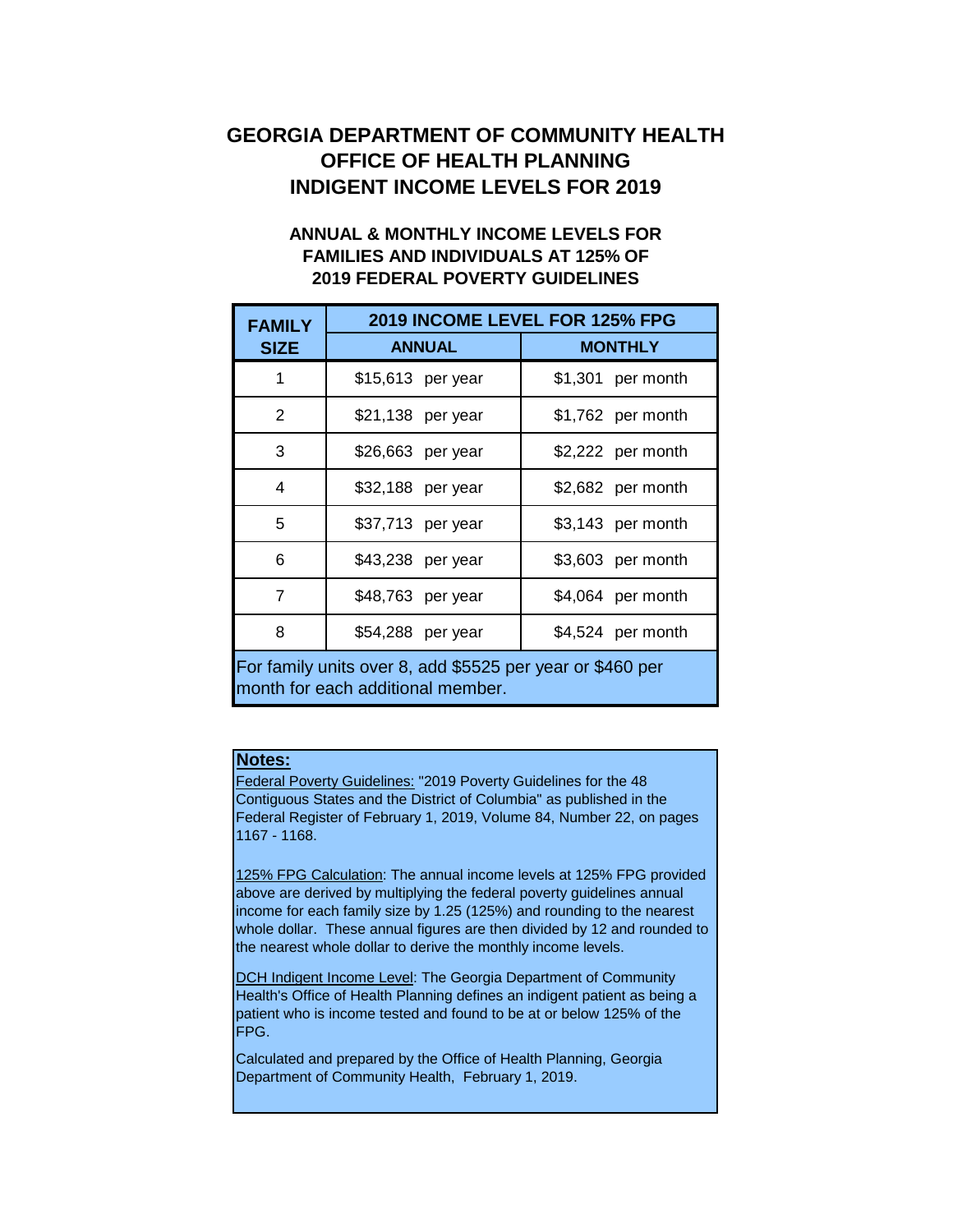# GEORGIA DEPARTMENT OF COMMUNITY HEALTH
# OFFICE OF HEALTH PLANNING
# INDIGENT INCOME LEVELS FOR 2019

## ANNUAL & MONTHLY INCOME LEVELS FOR FAMILIES AND INDIVIDUALS AT 125% OF 2019 FEDERAL POVERTY GUIDELINES

| FAMILY SIZE | 2019 INCOME LEVEL FOR 125% FPG | |
|---|---|---|
| | **ANNUAL** | **MONTHLY** |
| 1 | $15,613 per year | $1,301 per month |
| 2 | $21,138 per year | $1,762 per month |
| 3 | $26,663 per year | $2,222 per month |
| 4 | $32,188 per year | $2,682 per month |
| 5 | $37,713 per year | $3,143 per month |
| 6 | $43,238 per year | $3,603 per month |
| 7 | $48,763 per year | $4,064 per month |
| 8 | $54,288 per year | $4,524 per month |

For family units over 8, add $5525 per year or $460 per month for each additional member.

**Notes:**

Federal Poverty Guidelines: "2019 Poverty Guidelines for the 48 Contiguous States and the District of Columbia" as published in the Federal Register of February 1, 2019, Volume 84, Number 22, on pages 1167 - 1168.

125% FPG Calculation: The annual income levels at 125% FPG provided above are derived by multiplying the federal poverty guidelines annual income for each family size by 1.25 (125%) and rounding to the nearest whole dollar. These annual figures are then divided by 12 and rounded to the nearest whole dollar to derive the monthly income levels.

DCH Indigent Income Level: The Georgia Department of Community Health's Office of Health Planning defines an indigent patient as being a patient who is income tested and found to be at or below 125% of the FPG.

Calculated and prepared by the Office of Health Planning, Georgia Department of Community Health, February 1, 2019.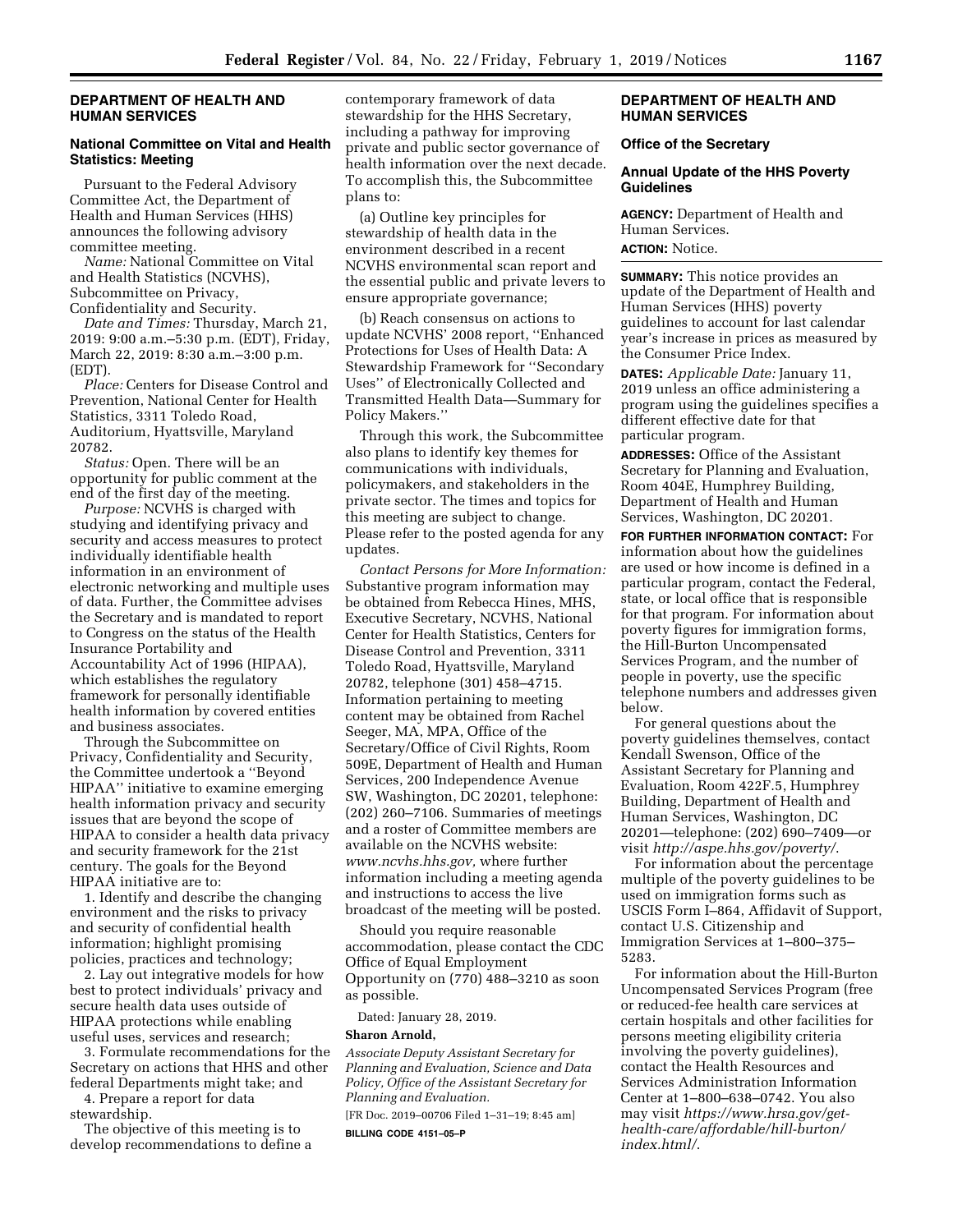## DEPARTMENT OF HEALTH AND HUMAN SERVICES

### National Committee on Vital and Health Statistics: Meeting

Pursuant to the Federal Advisory Committee Act, the Department of Health and Human Services (HHS) announces the following advisory committee meeting.

*Name:* National Committee on Vital and Health Statistics (NCVHS), Subcommittee on Privacy, Confidentiality and Security.

*Date and Times:* Thursday, March 21, 2019: 9:00 a.m.–5:30 p.m. (EDT), Friday, March 22, 2019: 8:30 a.m.–3:00 p.m. (EDT).

*Place:* Centers for Disease Control and Prevention, National Center for Health Statistics, 3311 Toledo Road, Auditorium, Hyattsville, Maryland 20782.

*Status:* Open. There will be an opportunity for public comment at the end of the first day of the meeting.

*Purpose:* NCVHS is charged with studying and identifying privacy and security and access measures to protect individually identifiable health information in an environment of electronic networking and multiple uses of data. Further, the Committee advises the Secretary and is mandated to report to Congress on the status of the Health Insurance Portability and Accountability Act of 1996 (HIPAA), which establishes the regulatory framework for personally identifiable health information by covered entities and business associates.

Through the Subcommittee on Privacy, Confidentiality and Security, the Committee undertook a ''Beyond HIPAA'' initiative to examine emerging health information privacy and security issues that are beyond the scope of HIPAA to consider a health data privacy and security framework for the 21st century. The goals for the Beyond HIPAA initiative are to:

1. Identify and describe the changing environment and the risks to privacy and security of confidential health information; highlight promising policies, practices and technology;
2. Lay out integrative models for how best to protect individuals' privacy and secure health data uses outside of HIPAA protections while enabling useful uses, services and research;
3. Formulate recommendations for the Secretary on actions that HHS and other federal Departments might take; and
4. Prepare a report for data stewardship.

The objective of this meeting is to develop recommendations to define a contemporary framework of data stewardship for the HHS Secretary, including a pathway for improving private and public sector governance of health information over the next decade. To accomplish this, the Subcommittee plans to:

(a) Outline key principles for stewardship of health data in the environment described in a recent NCVHS environmental scan report and the essential public and private levers to ensure appropriate governance;

(b) Reach consensus on actions to update NCVHS' 2008 report, ''Enhanced Protections for Uses of Health Data: A Stewardship Framework for ''Secondary Uses'' of Electronically Collected and Transmitted Health Data—Summary for Policy Makers.''

Through this work, the Subcommittee also plans to identify key themes for communications with individuals, policymakers, and stakeholders in the private sector. The times and topics for this meeting are subject to change. Please refer to the posted agenda for any updates.

*Contact Persons for More Information:* Substantive program information may be obtained from Rebecca Hines, MHS, Executive Secretary, NCVHS, National Center for Health Statistics, Centers for Disease Control and Prevention, 3311 Toledo Road, Hyattsville, Maryland 20782, telephone (301) 458–4715. Information pertaining to meeting content may be obtained from Rachel Seeger, MA, MPA, Office of the Secretary/Office of Civil Rights, Room 509E, Department of Health and Human Services, 200 Independence Avenue SW, Washington, DC 20201, telephone: (202) 260–7106. Summaries of meetings and a roster of Committee members are available on the NCVHS website: *www.ncvhs.hhs.gov,* where further information including a meeting agenda and instructions to access the live broadcast of the meeting will be posted.

Should you require reasonable accommodation, please contact the CDC Office of Equal Employment Opportunity on (770) 488–3210 as soon as possible.

Dated: January 28, 2019.

**Sharon Arnold,**

*Associate Deputy Assistant Secretary for Planning and Evaluation, Science and Data Policy, Office of the Assistant Secretary for Planning and Evaluation.*

[FR Doc. 2019–00706 Filed 1–31–19; 8:45 am]

**BILLING CODE 4151–05–P**

## DEPARTMENT OF HEALTH AND HUMAN SERVICES

### Office of the Secretary

### Annual Update of the HHS Poverty Guidelines

**AGENCY:** Department of Health and Human Services.

**ACTION:** Notice.

**SUMMARY:** This notice provides an update of the Department of Health and Human Services (HHS) poverty guidelines to account for last calendar year's increase in prices as measured by the Consumer Price Index.

**DATES:** *Applicable Date:* January 11, 2019 unless an office administering a program using the guidelines specifies a different effective date for that particular program.

**ADDRESSES:** Office of the Assistant Secretary for Planning and Evaluation, Room 404E, Humphrey Building, Department of Health and Human Services, Washington, DC 20201.

**FOR FURTHER INFORMATION CONTACT:** For information about how the guidelines are used or how income is defined in a particular program, contact the Federal, state, or local office that is responsible for that program. For information about poverty figures for immigration forms, the Hill-Burton Uncompensated Services Program, and the number of people in poverty, use the specific telephone numbers and addresses given below.

For general questions about the poverty guidelines themselves, contact Kendall Swenson, Office of the Assistant Secretary for Planning and Evaluation, Room 422F.5, Humphrey Building, Department of Health and Human Services, Washington, DC 20201—telephone: (202) 690–7409—or visit *http://aspe.hhs.gov/poverty/.*

For information about the percentage multiple of the poverty guidelines to be used on immigration forms such as USCIS Form I–864, Affidavit of Support, contact U.S. Citizenship and Immigration Services at 1–800–375–5283.

For information about the Hill-Burton Uncompensated Services Program (free or reduced-fee health care services at certain hospitals and other facilities for persons meeting eligibility criteria involving the poverty guidelines), contact the Health Resources and Services Administration Information Center at 1–800–638–0742. You also may visit *https://www.hrsa.gov/get-health-care/affordable/hill-burton/index.html/.*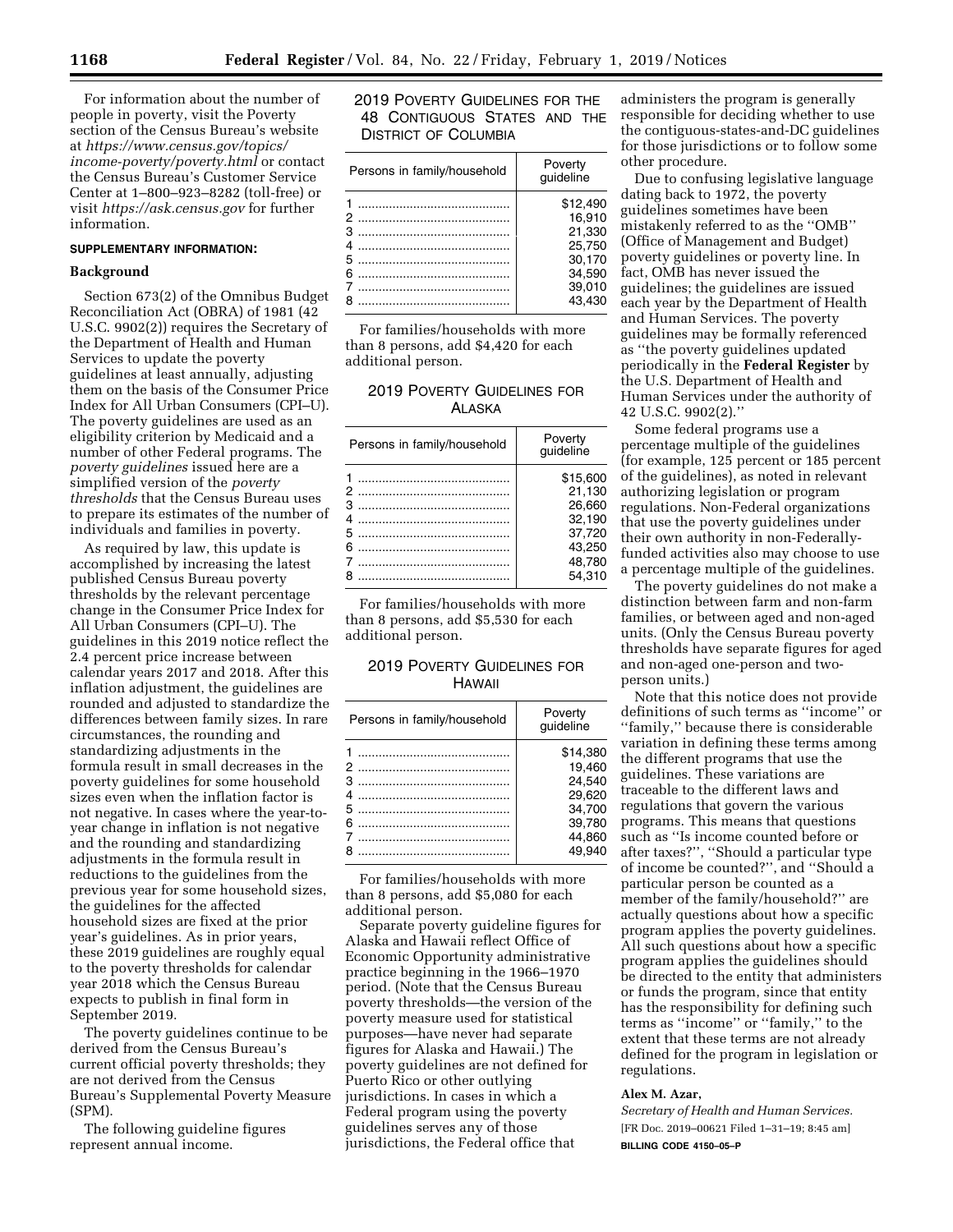For information about the number of people in poverty, visit the Poverty section of the Census Bureau's website at *https://www.census.gov/topics/income-poverty/poverty.html* or contact the Census Bureau's Customer Service Center at 1–800–923–8282 (toll-free) or visit *https://ask.census.gov* for further information.

**SUPPLEMENTARY INFORMATION:**

**Background**

Section 673(2) of the Omnibus Budget Reconciliation Act (OBRA) of 1981 (42 U.S.C. 9902(2)) requires the Secretary of the Department of Health and Human Services to update the poverty guidelines at least annually, adjusting them on the basis of the Consumer Price Index for All Urban Consumers (CPI–U). The poverty guidelines are used as an eligibility criterion by Medicaid and a number of other Federal programs. The *poverty guidelines* issued here are a simplified version of the *poverty thresholds* that the Census Bureau uses to prepare its estimates of the number of individuals and families in poverty.

As required by law, this update is accomplished by increasing the latest published Census Bureau poverty thresholds by the relevant percentage change in the Consumer Price Index for All Urban Consumers (CPI–U). The guidelines in this 2019 notice reflect the 2.4 percent price increase between calendar years 2017 and 2018. After this inflation adjustment, the guidelines are rounded and adjusted to standardize the differences between family sizes. In rare circumstances, the rounding and standardizing adjustments in the formula result in small decreases in the poverty guidelines for some household sizes even when the inflation factor is not negative. In cases where the year-to-year change in inflation is not negative and the rounding and standardizing adjustments in the formula result in reductions to the guidelines from the previous year for some household sizes, the guidelines for the affected household sizes are fixed at the prior year's guidelines. As in prior years, these 2019 guidelines are roughly equal to the poverty thresholds for calendar year 2018 which the Census Bureau expects to publish in final form in September 2019.

The poverty guidelines continue to be derived from the Census Bureau's current official poverty thresholds; they are not derived from the Census Bureau's Supplemental Poverty Measure (SPM).

The following guideline figures represent annual income.

2019 POVERTY GUIDELINES FOR THE 48 CONTIGUOUS STATES AND THE DISTRICT OF COLUMBIA

| Persons in family/household | Poverty guideline |
|---|---|
| 1 | $12,490 |
| 2 | 16,910 |
| 3 | 21,330 |
| 4 | 25,750 |
| 5 | 30,170 |
| 6 | 34,590 |
| 7 | 39,010 |
| 8 | 43,430 |

For families/households with more than 8 persons, add $4,420 for each additional person.

2019 POVERTY GUIDELINES FOR ALASKA

| Persons in family/household | Poverty guideline |
|---|---|
| 1 | $15,600 |
| 2 | 21,130 |
| 3 | 26,660 |
| 4 | 32,190 |
| 5 | 37,720 |
| 6 | 43,250 |
| 7 | 48,780 |
| 8 | 54,310 |

For families/households with more than 8 persons, add $5,530 for each additional person.

2019 POVERTY GUIDELINES FOR HAWAII

| Persons in family/household | Poverty guideline |
|---|---|
| 1 | $14,380 |
| 2 | 19,460 |
| 3 | 24,540 |
| 4 | 29,620 |
| 5 | 34,700 |
| 6 | 39,780 |
| 7 | 44,860 |
| 8 | 49,940 |

For families/households with more than 8 persons, add $5,080 for each additional person.

Separate poverty guideline figures for Alaska and Hawaii reflect Office of Economic Opportunity administrative practice beginning in the 1966–1970 period. (Note that the Census Bureau poverty thresholds—the version of the poverty measure used for statistical purposes—have never had separate figures for Alaska and Hawaii.) The poverty guidelines are not defined for Puerto Rico or other outlying jurisdictions. In cases in which a Federal program using the poverty guidelines serves any of those jurisdictions, the Federal office that administers the program is generally responsible for deciding whether to use the contiguous-states-and-DC guidelines for those jurisdictions or to follow some other procedure.

Due to confusing legislative language dating back to 1972, the poverty guidelines sometimes have been mistakenly referred to as the ''OMB'' (Office of Management and Budget) poverty guidelines or poverty line. In fact, OMB has never issued the guidelines; the guidelines are issued each year by the Department of Health and Human Services. The poverty guidelines may be formally referenced as ''the poverty guidelines updated periodically in the **Federal Register** by the U.S. Department of Health and Human Services under the authority of 42 U.S.C. 9902(2).''

Some federal programs use a percentage multiple of the guidelines (for example, 125 percent or 185 percent of the guidelines), as noted in relevant authorizing legislation or program regulations. Non-Federal organizations that use the poverty guidelines under their own authority in non-Federally-funded activities also may choose to use a percentage multiple of the guidelines.

The poverty guidelines do not make a distinction between farm and non-farm families, or between aged and non-aged units. (Only the Census Bureau poverty thresholds have separate figures for aged and non-aged one-person and two-person units.)

Note that this notice does not provide definitions of such terms as ''income'' or ''family,'' because there is considerable variation in defining these terms among the different programs that use the guidelines. These variations are traceable to the different laws and regulations that govern the various programs. This means that questions such as ''Is income counted before or after taxes?'', ''Should a particular type of income be counted?'', and ''Should a particular person be counted as a member of the family/household?'' are actually questions about how a specific program applies the poverty guidelines. All such questions about how a specific program applies the guidelines should be directed to the entity that administers or funds the program, since that entity has the responsibility for defining such terms as ''income'' or ''family,'' to the extent that these terms are not already defined for the program in legislation or regulations.

**Alex M. Azar,**

*Secretary of Health and Human Services.*

[FR Doc. 2019–00621 Filed 1–31–19; 8:45 am]

**BILLING CODE 4150–05–P**